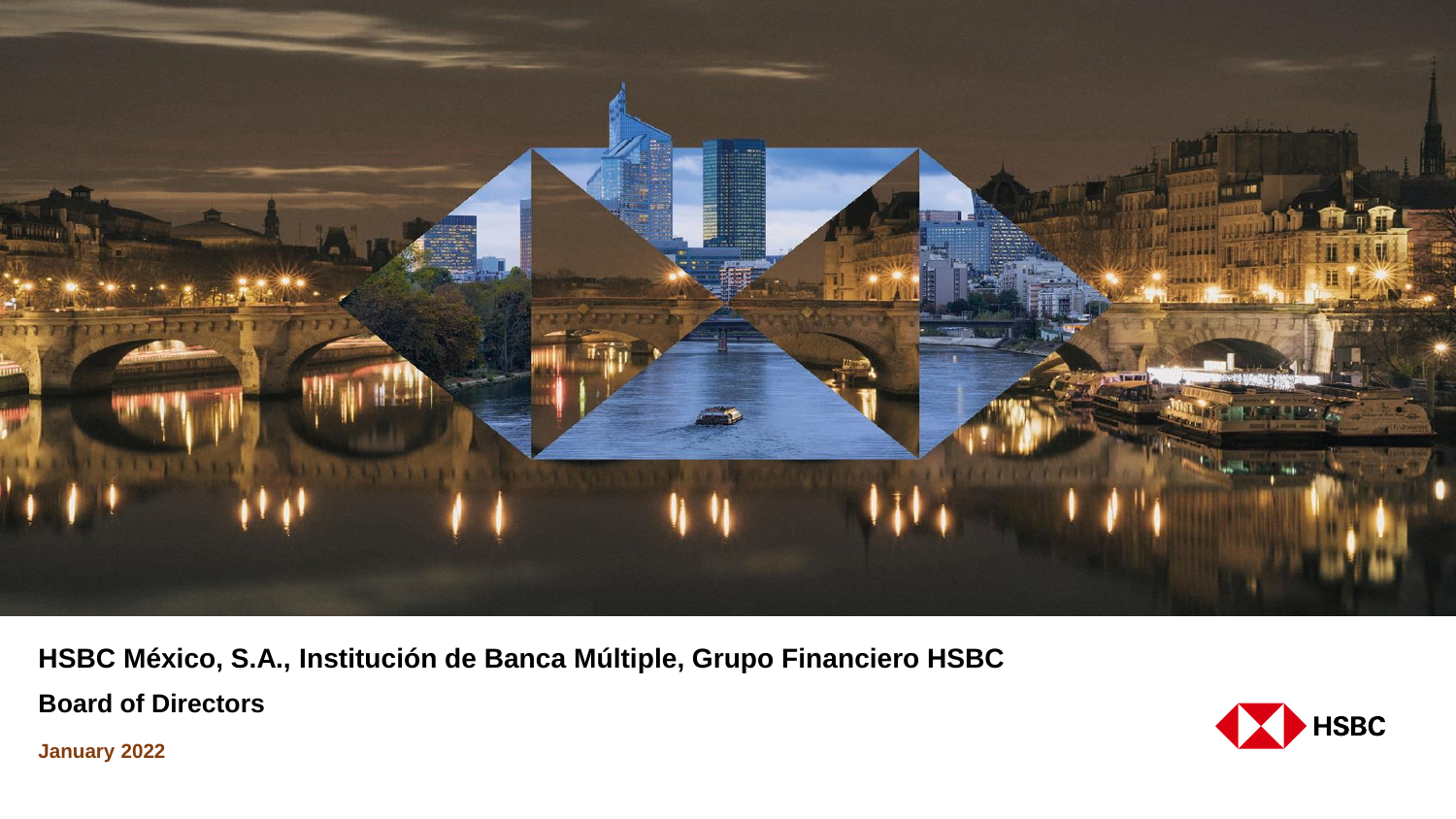# HSBC México, S.A., Institución de Banca Múltiple, Grupo Financiero HSBC

## Board of Directors

**January 2022**

HSBC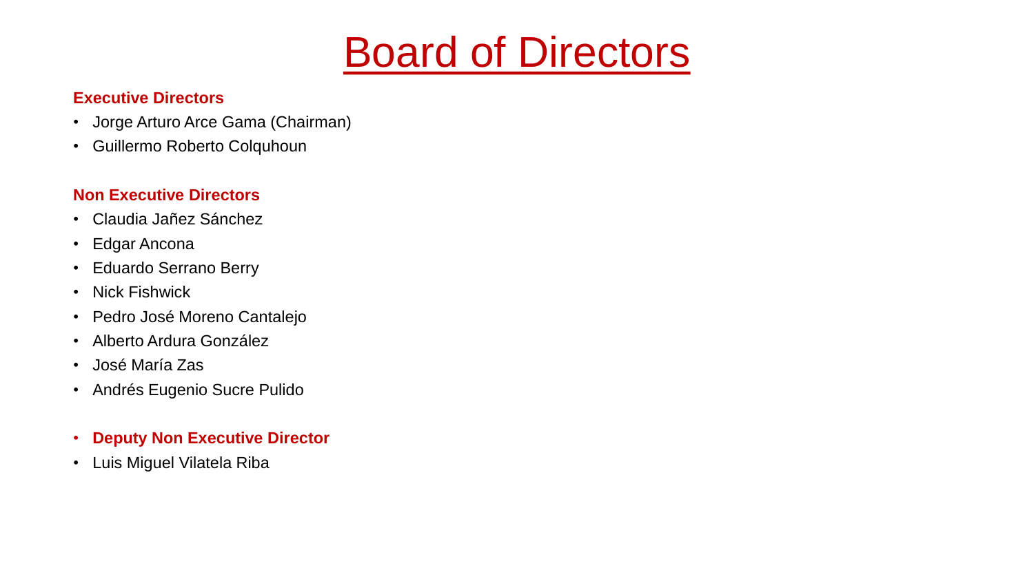# Board of Directors

**Executive Directors**

- Jorge Arturo Arce Gama (Chairman)
- Guillermo Roberto Colquhoun

**Non Executive Directors**

- Claudia Jañez Sánchez
- Edgar Ancona
- Eduardo Serrano Berry
- Nick Fishwick
- Pedro José Moreno Cantalejo
- Alberto Ardura González
- José María Zas
- Andrés Eugenio Sucre Pulido

- **Deputy Non Executive Director**
- Luis Miguel Vilatela Riba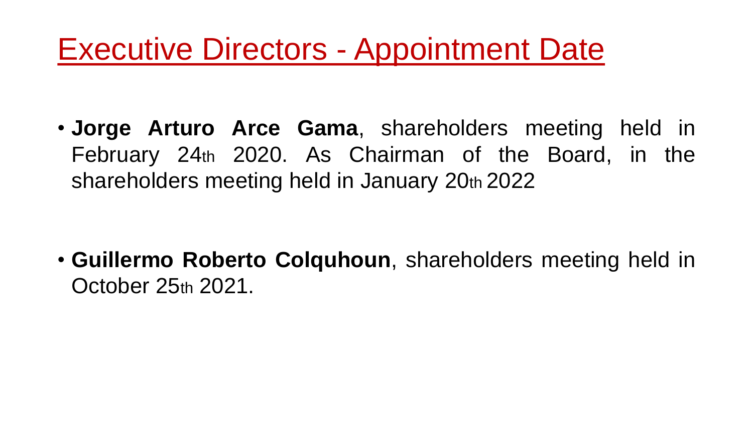# Executive Directors - Appointment Date

- **Jorge Arturo Arce Gama**, shareholders meeting held in February 24th 2020. As Chairman of the Board, in the shareholders meeting held in January 20th 2022

- **Guillermo Roberto Colquhoun**, shareholders meeting held in October 25th 2021.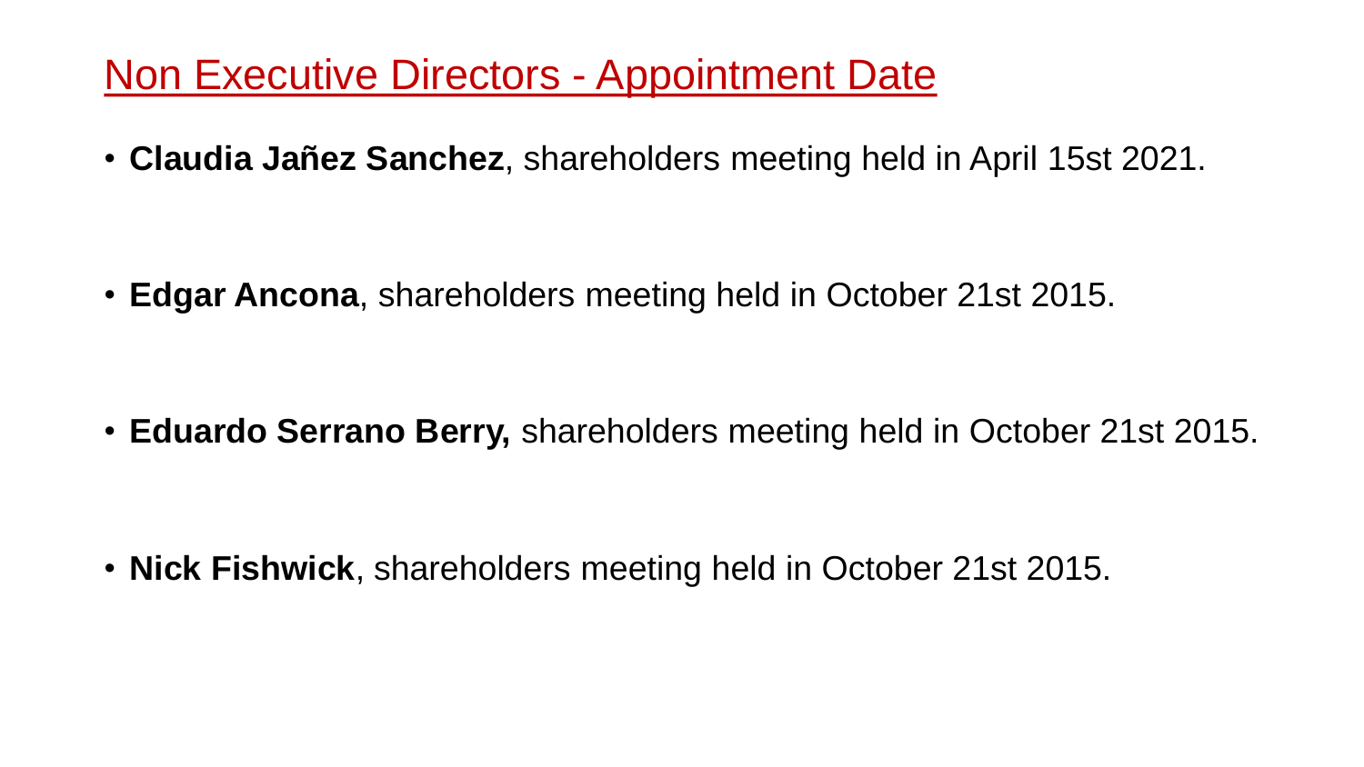## Non Executive Directors - Appointment Date

- **Claudia Jañez Sanchez**, shareholders meeting held in April 15st 2021.
- **Edgar Ancona**, shareholders meeting held in October 21st 2015.
- **Eduardo Serrano Berry,** shareholders meeting held in October 21st 2015.
- **Nick Fishwick**, shareholders meeting held in October 21st 2015.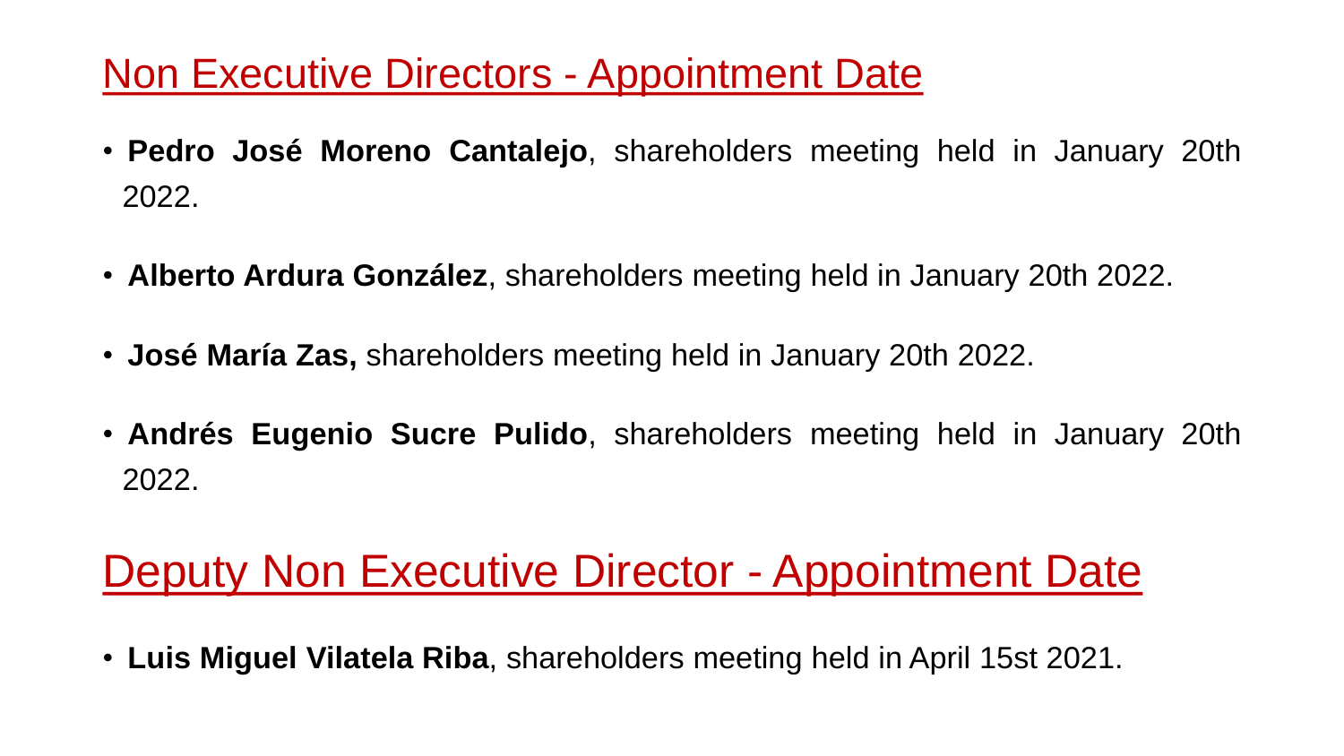## Non Executive Directors - Appointment Date

- **Pedro José Moreno Cantalejo**, shareholders meeting held in January 20th 2022.
- **Alberto Ardura González**, shareholders meeting held in January 20th 2022.
- **José María Zas,** shareholders meeting held in January 20th 2022.
- **Andrés Eugenio Sucre Pulido**, shareholders meeting held in January 20th 2022.

## Deputy Non Executive Director - Appointment Date

- **Luis Miguel Vilatela Riba**, shareholders meeting held in April 15st 2021.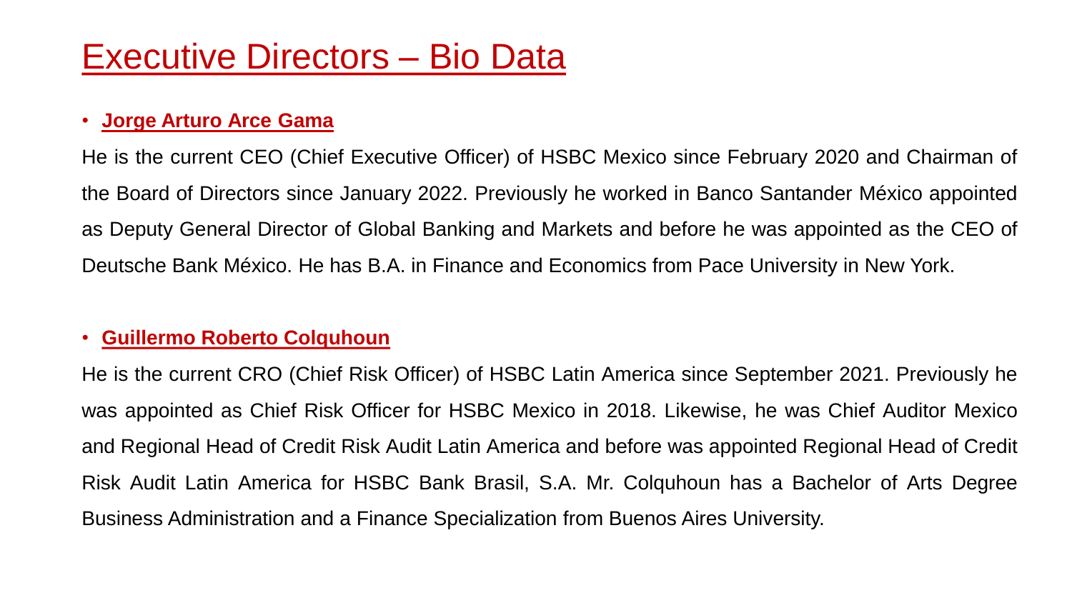# Executive Directors – Bio Data

- **Jorge Arturo Arce Gama**

He is the current CEO (Chief Executive Officer) of HSBC Mexico since February 2020 and Chairman of the Board of Directors since January 2022. Previously he worked in Banco Santander México appointed as Deputy General Director of Global Banking and Markets and before he was appointed as the CEO of Deutsche Bank México. He has B.A. in Finance and Economics from Pace University in New York.

- **Guillermo Roberto Colquhoun**

He is the current CRO (Chief Risk Officer) of HSBC Latin America since September 2021. Previously he was appointed as Chief Risk Officer for HSBC Mexico in 2018. Likewise, he was Chief Auditor Mexico and Regional Head of Credit Risk Audit Latin America and before was appointed Regional Head of Credit Risk Audit Latin America for HSBC Bank Brasil, S.A. Mr. Colquhoun has a Bachelor of Arts Degree Business Administration and a Finance Specialization from Buenos Aires University.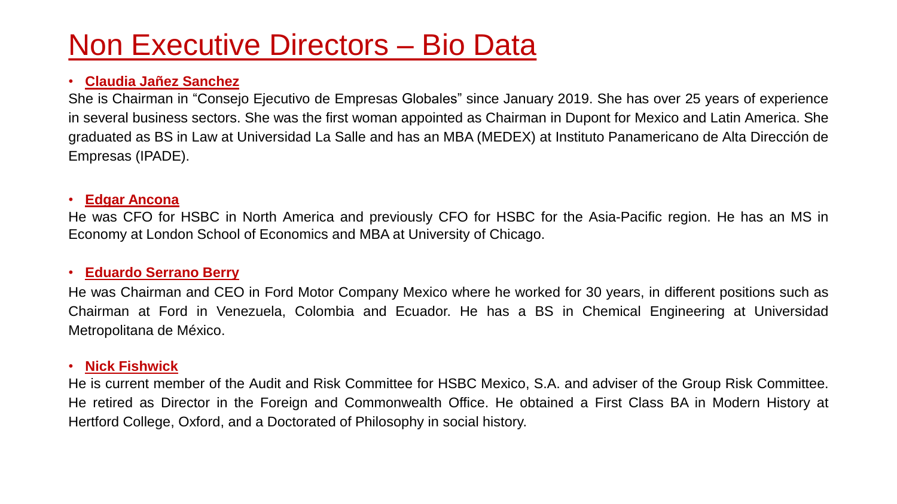# Non Executive Directors – Bio Data

- **Claudia Jañez Sanchez**

She is Chairman in "Consejo Ejecutivo de Empresas Globales" since January 2019. She has over 25 years of experience in several business sectors. She was the first woman appointed as Chairman in Dupont for Mexico and Latin America. She graduated as BS in Law at Universidad La Salle and has an MBA (MEDEX) at Instituto Panamericano de Alta Dirección de Empresas (IPADE).

- **Edgar Ancona**

He was CFO for HSBC in North America and previously CFO for HSBC for the Asia-Pacific region. He has an MS in Economy at London School of Economics and MBA at University of Chicago.

- **Eduardo Serrano Berry**

He was Chairman and CEO in Ford Motor Company Mexico where he worked for 30 years, in different positions such as Chairman at Ford in Venezuela, Colombia and Ecuador. He has a BS in Chemical Engineering at Universidad Metropolitana de México.

- **Nick Fishwick**

He is current member of the Audit and Risk Committee for HSBC Mexico, S.A. and adviser of the Group Risk Committee. He retired as Director in the Foreign and Commonwealth Office. He obtained a First Class BA in Modern History at Hertford College, Oxford, and a Doctorated of Philosophy in social history.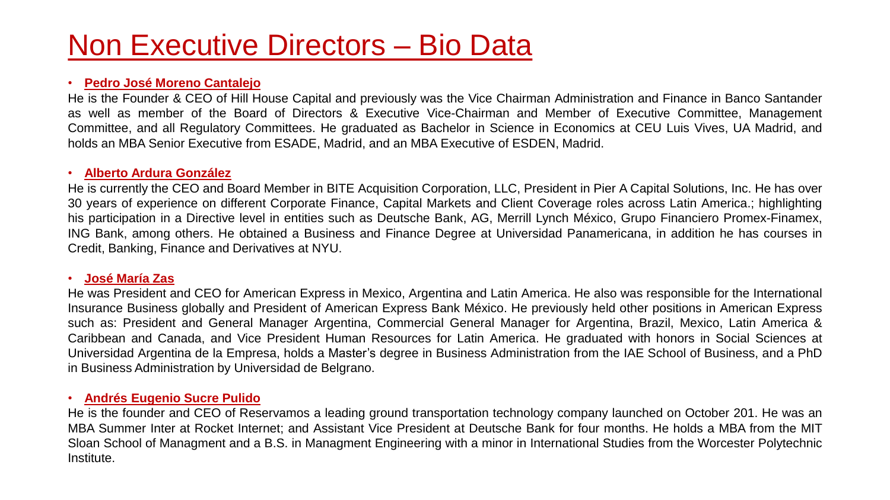# Non Executive Directors – Bio Data

- **Pedro José Moreno Cantalejo**

He is the Founder & CEO of Hill House Capital and previously was the Vice Chairman Administration and Finance in Banco Santander as well as member of the Board of Directors & Executive Vice-Chairman and Member of Executive Committee, Management Committee, and all Regulatory Committees. He graduated as Bachelor in Science in Economics at CEU Luis Vives, UA Madrid, and holds an MBA Senior Executive from ESADE, Madrid, and an MBA Executive of ESDEN, Madrid.

- **Alberto Ardura González**

He is currently the CEO and Board Member in BITE Acquisition Corporation, LLC, President in Pier A Capital Solutions, Inc. He has over 30 years of experience on different Corporate Finance, Capital Markets and Client Coverage roles across Latin America.; highlighting his participation in a Directive level in entities such as Deutsche Bank, AG, Merrill Lynch México, Grupo Financiero Promex-Finamex, ING Bank, among others. He obtained a Business and Finance Degree at Universidad Panamericana, in addition he has courses in Credit, Banking, Finance and Derivatives at NYU.

- **José María Zas**

He was President and CEO for American Express in Mexico, Argentina and Latin America. He also was responsible for the International Insurance Business globally and President of American Express Bank México. He previously held other positions in American Express such as: President and General Manager Argentina, Commercial General Manager for Argentina, Brazil, Mexico, Latin America & Caribbean and Canada, and Vice President Human Resources for Latin America. He graduated with honors in Social Sciences at Universidad Argentina de la Empresa, holds a Master's degree in Business Administration from the IAE School of Business, and a PhD in Business Administration by Universidad de Belgrano.

- **Andrés Eugenio Sucre Pulido**

He is the founder and CEO of Reservamos a leading ground transportation technology company launched on October 201. He was an MBA Summer Inter at Rocket Internet; and Assistant Vice President at Deutsche Bank for four months. He holds a MBA from the MIT Sloan School of Managment and a B.S. in Managment Engineering with a minor in International Studies from the Worcester Polytechnic Institute.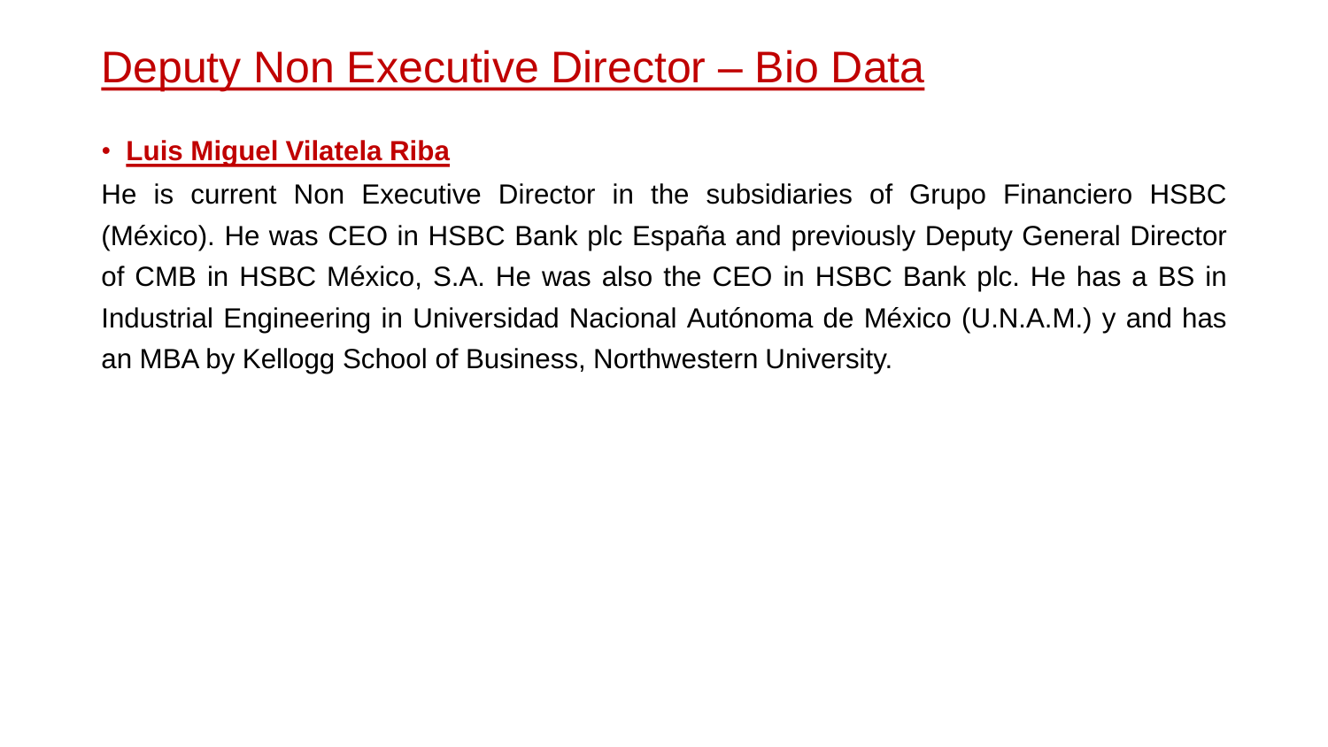# Deputy Non Executive Director – Bio Data

- **Luis Miguel Vilatela Riba**

He is current Non Executive Director in the subsidiaries of Grupo Financiero HSBC (México). He was CEO in HSBC Bank plc España and previously Deputy General Director of CMB in HSBC México, S.A. He was also the CEO in HSBC Bank plc. He has a BS in Industrial Engineering in Universidad Nacional Autónoma de México (U.N.A.M.) y and has an MBA by Kellogg School of Business, Northwestern University.